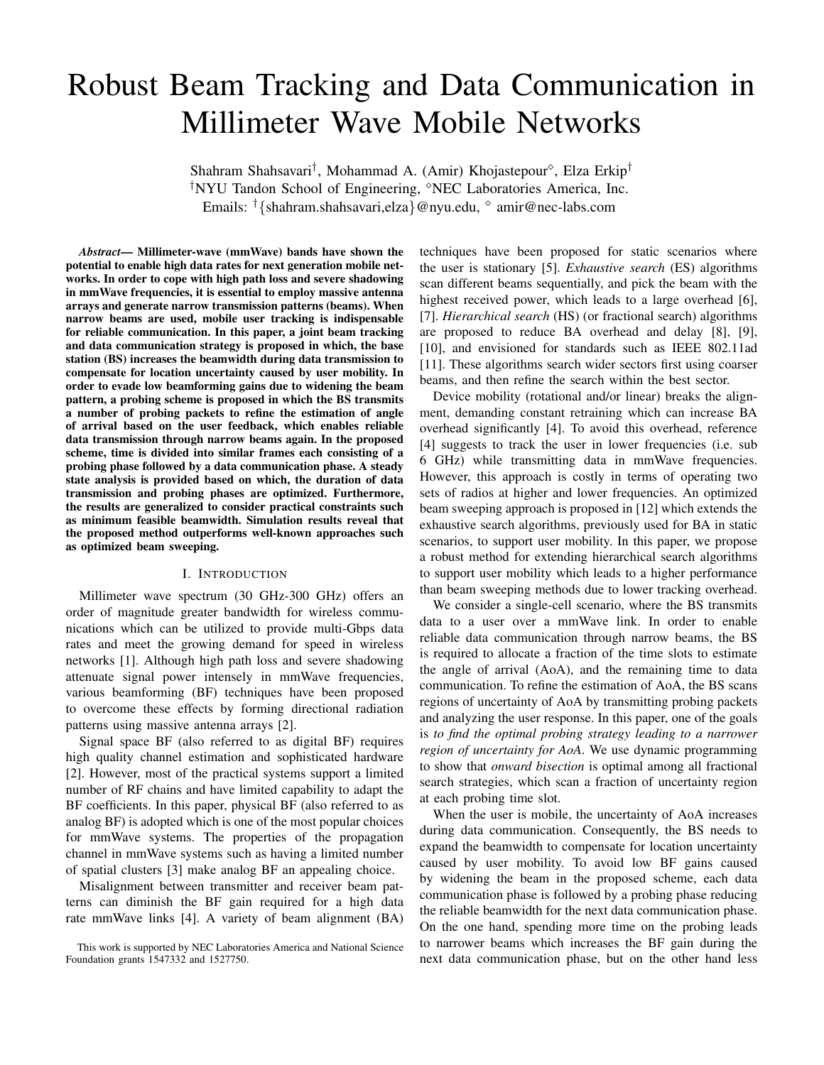# Robust Beam Tracking and Data Communication in Millimeter Wave Mobile Networks

Shahram Shahsavari[†], Mohammad A. (Amir) Khojastepour[◇], Elza Erkip[†]

[†]NYU Tandon School of Engineering, [◇]NEC Laboratories America, Inc.

Emails: [†]{shahram.shahsavari,elza}@nyu.edu, [◇] amir@nec-labs.com

***Abstract*— Millimeter-wave (mmWave) bands have shown the potential to enable high data rates for next generation mobile networks. In order to cope with high path loss and severe shadowing in mmWave frequencies, it is essential to employ massive antenna arrays and generate narrow transmission patterns (beams). When narrow beams are used, mobile user tracking is indispensable for reliable communication. In this paper, a joint beam tracking and data communication strategy is proposed in which, the base station (BS) increases the beamwidth during data transmission to compensate for location uncertainty caused by user mobility. In order to evade low beamforming gains due to widening the beam pattern, a probing scheme is proposed in which the BS transmits a number of probing packets to refine the estimation of angle of arrival based on the user feedback, which enables reliable data transmission through narrow beams again. In the proposed scheme, time is divided into similar frames each consisting of a probing phase followed by a data communication phase. A steady state analysis is provided based on which, the duration of data transmission and probing phases are optimized. Furthermore, the results are generalized to consider practical constraints such as minimum feasible beamwidth. Simulation results reveal that the proposed method outperforms well-known approaches such as optimized beam sweeping.**

## I. Introduction

Millimeter wave spectrum (30 GHz-300 GHz) offers an order of magnitude greater bandwidth for wireless communications which can be utilized to provide multi-Gbps data rates and meet the growing demand for speed in wireless networks [1]. Although high path loss and severe shadowing attenuate signal power intensely in mmWave frequencies, various beamforming (BF) techniques have been proposed to overcome these effects by forming directional radiation patterns using massive antenna arrays [2].

Signal space BF (also referred to as digital BF) requires high quality channel estimation and sophisticated hardware [2]. However, most of the practical systems support a limited number of RF chains and have limited capability to adapt the BF coefficients. In this paper, physical BF (also referred to as analog BF) is adopted which is one of the most popular choices for mmWave systems. The properties of the propagation channel in mmWave systems such as having a limited number of spatial clusters [3] make analog BF an appealing choice.

Misalignment between transmitter and receiver beam patterns can diminish the BF gain required for a high data rate mmWave links [4]. A variety of beam alignment (BA) techniques have been proposed for static scenarios where the user is stationary [5]. *Exhaustive search* (ES) algorithms scan different beams sequentially, and pick the beam with the highest received power, which leads to a large overhead [6], [7]. *Hierarchical search* (HS) (or fractional search) algorithms are proposed to reduce BA overhead and delay [8], [9], [10], and envisioned for standards such as IEEE 802.11ad [11]. These algorithms search wider sectors first using coarser beams, and then refine the search within the best sector.

Device mobility (rotational and/or linear) breaks the alignment, demanding constant retraining which can increase BA overhead significantly [4]. To avoid this overhead, reference [4] suggests to track the user in lower frequencies (i.e. sub 6 GHz) while transmitting data in mmWave frequencies. However, this approach is costly in terms of operating two sets of radios at higher and lower frequencies. An optimized beam sweeping approach is proposed in [12] which extends the exhaustive search algorithms, previously used for BA in static scenarios, to support user mobility. In this paper, we propose a robust method for extending hierarchical search algorithms to support user mobility which leads to a higher performance than beam sweeping methods due to lower tracking overhead.

We consider a single-cell scenario, where the BS transmits data to a user over a mmWave link. In order to enable reliable data communication through narrow beams, the BS is required to allocate a fraction of the time slots to estimate the angle of arrival (AoA), and the remaining time to data communication. To refine the estimation of AoA, the BS scans regions of uncertainty of AoA by transmitting probing packets and analyzing the user response. In this paper, one of the goals is *to find the optimal probing strategy leading to a narrower region of uncertainty for AoA*. We use dynamic programming to show that *onward bisection* is optimal among all fractional search strategies, which scan a fraction of uncertainty region at each probing time slot.

When the user is mobile, the uncertainty of AoA increases during data communication. Consequently, the BS needs to expand the beamwidth to compensate for location uncertainty caused by user mobility. To avoid low BF gains caused by widening the beam in the proposed scheme, each data communication phase is followed by a probing phase reducing the reliable beamwidth for the next data communication phase. On the one hand, spending more time on the probing leads to narrower beams which increases the BF gain during the next data communication phase, but on the other hand less

This work is supported by NEC Laboratories America and National Science Foundation grants 1547332 and 1527750.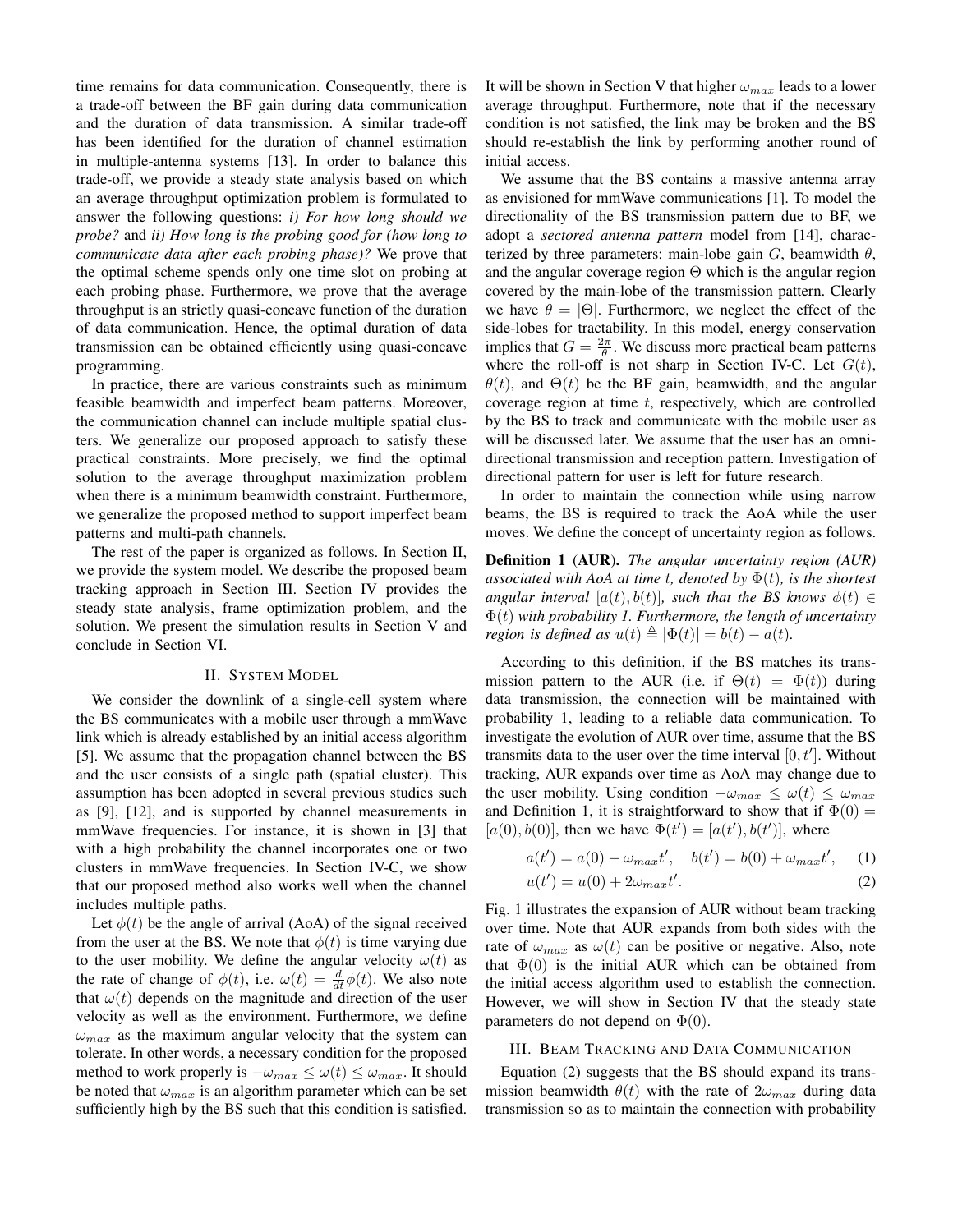time remains for data communication. Consequently, there is a trade-off between the BF gain during data communication and the duration of data transmission. A similar trade-off has been identified for the duration of channel estimation in multiple-antenna systems [13]. In order to balance this trade-off, we provide a steady state analysis based on which an average throughput optimization problem is formulated to answer the following questions: *i) For how long should we probe?* and *ii) How long is the probing good for (how long to communicate data after each probing phase)?* We prove that the optimal scheme spends only one time slot on probing at each probing phase. Furthermore, we prove that the average throughput is an strictly quasi-concave function of the duration of data communication. Hence, the optimal duration of data transmission can be obtained efficiently using quasi-concave programming.

In practice, there are various constraints such as minimum feasible beamwidth and imperfect beam patterns. Moreover, the communication channel can include multiple spatial clusters. We generalize our proposed approach to satisfy these practical constraints. More precisely, we find the optimal solution to the average throughput maximization problem when there is a minimum beamwidth constraint. Furthermore, we generalize the proposed method to support imperfect beam patterns and multi-path channels.

The rest of the paper is organized as follows. In Section II, we provide the system model. We describe the proposed beam tracking approach in Section III. Section IV provides the steady state analysis, frame optimization problem, and the solution. We present the simulation results in Section V and conclude in Section VI.

## II. System Model

We consider the downlink of a single-cell system where the BS communicates with a mobile user through a mmWave link which is already established by an initial access algorithm [5]. We assume that the propagation channel between the BS and the user consists of a single path (spatial cluster). This assumption has been adopted in several previous studies such as [9], [12], and is supported by channel measurements in mmWave frequencies. For instance, it is shown in [3] that with a high probability the channel incorporates one or two clusters in mmWave frequencies. In Section IV-C, we show that our proposed method also works well when the channel includes multiple paths.

Let $\phi(t)$ be the angle of arrival (AoA) of the signal received from the user at the BS. We note that $\phi(t)$ is time varying due to the user mobility. We define the angular velocity $\omega(t)$ as the rate of change of $\phi(t)$, i.e. $\omega(t) = \frac{d}{dt}\phi(t)$. We also note that $\omega(t)$ depends on the magnitude and direction of the user velocity as well as the environment. Furthermore, we define $\omega_{max}$ as the maximum angular velocity that the system can tolerate. In other words, a necessary condition for the proposed method to work properly is $-\omega_{max} \leq \omega(t) \leq \omega_{max}$. It should be noted that $\omega_{max}$ is an algorithm parameter which can be set sufficiently high by the BS such that this condition is satisfied. It will be shown in Section V that higher $\omega_{max}$ leads to a lower average throughput. Furthermore, note that if the necessary condition is not satisfied, the link may be broken and the BS should re-establish the link by performing another round of initial access.

We assume that the BS contains a massive antenna array as envisioned for mmWave communications [1]. To model the directionality of the BS transmission pattern due to BF, we adopt a *sectored antenna pattern* model from [14], characterized by three parameters: main-lobe gain $G$, beamwidth $\theta$, and the angular coverage region $\Theta$ which is the angular region covered by the main-lobe of the transmission pattern. Clearly we have $\theta = |\Theta|$. Furthermore, we neglect the effect of the side-lobes for tractability. In this model, energy conservation implies that $G = \frac{2\pi}{\theta}$. We discuss more practical beam patterns where the roll-off is not sharp in Section IV-C. Let $G(t)$, $\theta(t)$, and $\Theta(t)$ be the BF gain, beamwidth, and the angular coverage region at time $t$, respectively, which are controlled by the BS to track and communicate with the mobile user as will be discussed later. We assume that the user has an omni-directional transmission and reception pattern. Investigation of directional pattern for user is left for future research.

In order to maintain the connection while using narrow beams, the BS is required to track the AoA while the user moves. We define the concept of uncertainty region as follows.

**Definition 1** **(AUR).** *The angular uncertainty region (AUR) associated with AoA at time t, denoted by $\Phi(t)$, is the shortest angular interval $[a(t), b(t)]$, such that the BS knows $\phi(t) \in \Phi(t)$ with probability 1. Furthermore, the length of uncertainty region is defined as $u(t) \triangleq |\Phi(t)| = b(t) - a(t)$.*

According to this definition, if the BS matches its transmission pattern to the AUR (i.e. if $\Theta(t) = \Phi(t)$) during data transmission, the connection will be maintained with probability 1, leading to a reliable data communication. To investigate the evolution of AUR over time, assume that the BS transmits data to the user over the time interval $[0, t']$. Without tracking, AUR expands over time as AoA may change due to the user mobility. Using condition $-\omega_{max} \leq \omega(t) \leq \omega_{max}$ and Definition 1, it is straightforward to show that if $\Phi(0) = [a(0), b(0)]$, then we have $\Phi(t') = [a(t'), b(t')]$, where

$$a(t') = a(0) - \omega_{max}t', \quad b(t') = b(0) + \omega_{max}t', \qquad (1)$$

$$u(t') = u(0) + 2\omega_{max}t'. \qquad (2)$$

Fig. 1 illustrates the expansion of AUR without beam tracking over time. Note that AUR expands from both sides with the rate of $\omega_{max}$ as $\omega(t)$ can be positive or negative. Also, note that $\Phi(0)$ is the initial AUR which can be obtained from the initial access algorithm used to establish the connection. However, we will show in Section IV that the steady state parameters do not depend on $\Phi(0)$.

## III. Beam Tracking and Data Communication

Equation (2) suggests that the BS should expand its transmission beamwidth $\theta(t)$ with the rate of $2\omega_{max}$ during data transmission so as to maintain the connection with probability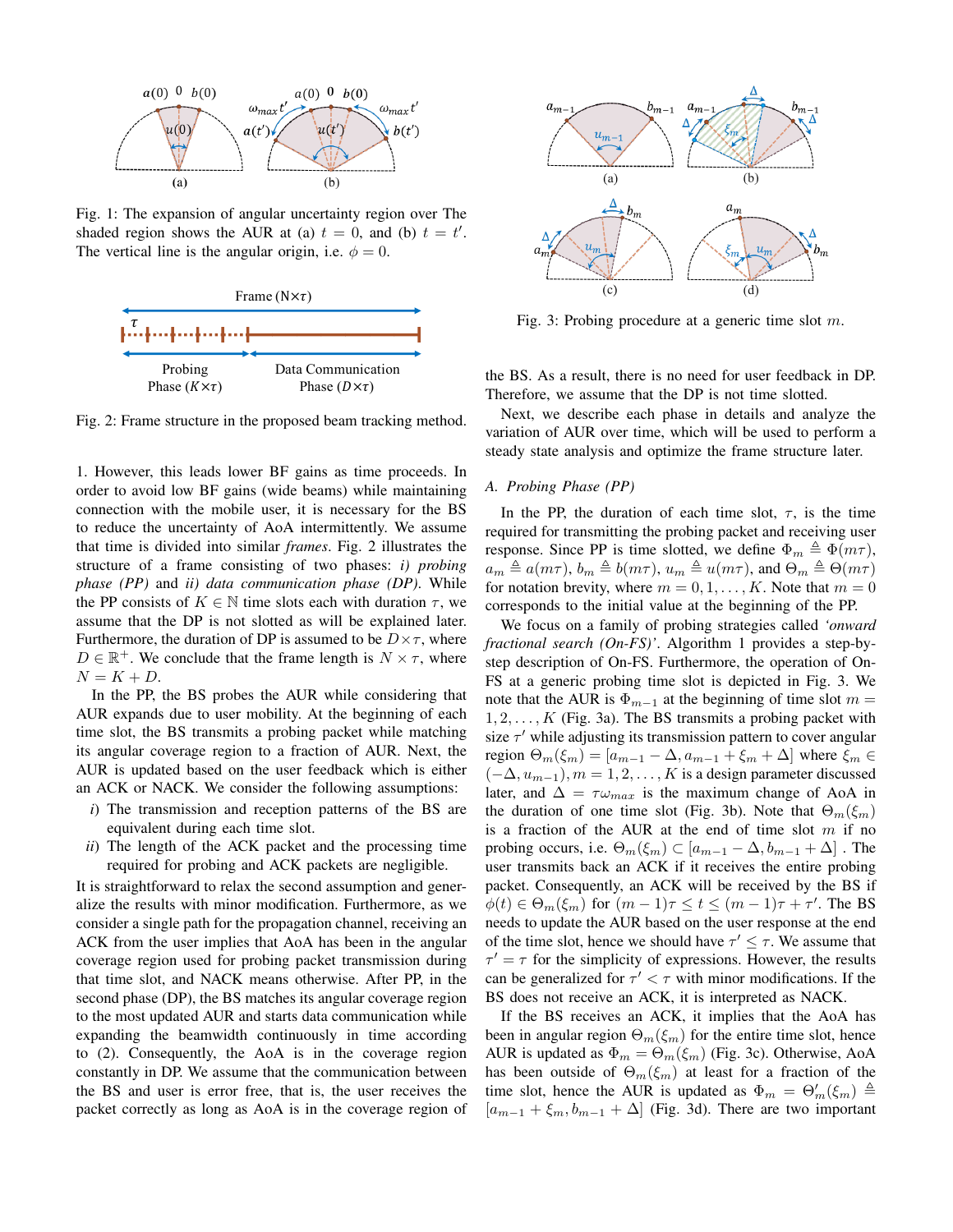Fig. 1: The expansion of angular uncertainty region over The shaded region shows the AUR at (a) $t = 0$, and (b) $t = t'$. The vertical line is the angular origin, i.e. $\phi = 0$.

Fig. 2: Frame structure in the proposed beam tracking method.

1. However, this leads lower BF gains as time proceeds. In order to avoid low BF gains (wide beams) while maintaining connection with the mobile user, it is necessary for the BS to reduce the uncertainty of AoA intermittently. We assume that time is divided into similar *frames*. Fig. 2 illustrates the structure of a frame consisting of two phases: *i) probing phase (PP)* and *ii) data communication phase (DP)*. While the PP consists of $K \in \mathbb{N}$ time slots each with duration $\tau$, we assume that the DP is not slotted as will be explained later. Furthermore, the duration of DP is assumed to be $D \times \tau$, where $D \in \mathbb{R}^+$. We conclude that the frame length is $N \times \tau$, where $N = K + D$.

In the PP, the BS probes the AUR while considering that AUR expands due to user mobility. At the beginning of each time slot, the BS transmits a probing packet while matching its angular coverage region to a fraction of AUR. Next, the AUR is updated based on the user feedback which is either an ACK or NACK. We consider the following assumptions:

*i)* The transmission and reception patterns of the BS are equivalent during each time slot.

*ii)* The length of the ACK packet and the processing time required for probing and ACK packets are negligible.

It is straightforward to relax the second assumption and generalize the results with minor modification. Furthermore, as we consider a single path for the propagation channel, receiving an ACK from the user implies that AoA has been in the angular coverage region used for probing packet transmission during that time slot, and NACK means otherwise. After PP, in the second phase (DP), the BS matches its angular coverage region to the most updated AUR and starts data communication while expanding the beamwidth continuously in time according to (2). Consequently, the AoA is in the coverage region constantly in DP. We assume that the communication between the BS and user is error free, that is, the user receives the packet correctly as long as AoA is in the coverage region of the BS. As a result, there is no need for user feedback in DP. Therefore, we assume that the DP is not time slotted.

Next, we describe each phase in details and analyze the variation of AUR over time, which will be used to perform a steady state analysis and optimize the frame structure later.

Fig. 3: Probing procedure at a generic time slot $m$.

### *A. Probing Phase (PP)*

In the PP, the duration of each time slot, $\tau$, is the time required for transmitting the probing packet and receiving user response. Since PP is time slotted, we define $\Phi_m \triangleq \Phi(m\tau)$, $a_m \triangleq a(m\tau)$, $b_m \triangleq b(m\tau)$, $u_m \triangleq u(m\tau)$, and $\Theta_m \triangleq \Theta(m\tau)$ for notation brevity, where $m = 0, 1, \ldots, K$. Note that $m = 0$ corresponds to the initial value at the beginning of the PP.

We focus on a family of probing strategies called *'onward fractional search (On-FS)'*. Algorithm 1 provides a step-by-step description of On-FS. Furthermore, the operation of On-FS at a generic probing time slot is depicted in Fig. 3. We note that the AUR is $\Phi_{m-1}$ at the beginning of time slot $m = 1, 2, \ldots, K$ (Fig. 3a). The BS transmits a probing packet with size $\tau'$ while adjusting its transmission pattern to cover angular region $\Theta_m(\xi_m) = [a_{m-1} - \Delta, a_{m-1} + \xi_m + \Delta]$ where $\xi_m \in (-\Delta, u_{m-1}), m = 1, 2, \ldots, K$ is a design parameter discussed later, and $\Delta = \tau\omega_{max}$ is the maximum change of AoA in the duration of one time slot (Fig. 3b). Note that $\Theta_m(\xi_m)$ is a fraction of the AUR at the end of time slot $m$ if no probing occurs, i.e. $\Theta_m(\xi_m) \subset [a_{m-1} - \Delta, b_{m-1} + \Delta]$ . The user transmits back an ACK if it receives the entire probing packet. Consequently, an ACK will be received by the BS if $\phi(t) \in \Theta_m(\xi_m)$ for $(m-1)\tau \leq t \leq (m-1)\tau + \tau'$. The BS needs to update the AUR based on the user response at the end of the time slot, hence we should have $\tau' \leq \tau$. We assume that $\tau' = \tau$ for the simplicity of expressions. However, the results can be generalized for $\tau' < \tau$ with minor modifications. If the BS does not receive an ACK, it is interpreted as NACK.

If the BS receives an ACK, it implies that the AoA has been in angular region $\Theta_m(\xi_m)$ for the entire time slot, hence AUR is updated as $\Phi_m = \Theta_m(\xi_m)$ (Fig. 3c). Otherwise, AoA has been outside of $\Theta_m(\xi_m)$ at least for a fraction of the time slot, hence the AUR is updated as $\Phi_m = \Theta'_m(\xi_m) \triangleq [a_{m-1} + \xi_m, b_{m-1} + \Delta]$ (Fig. 3d). There are two important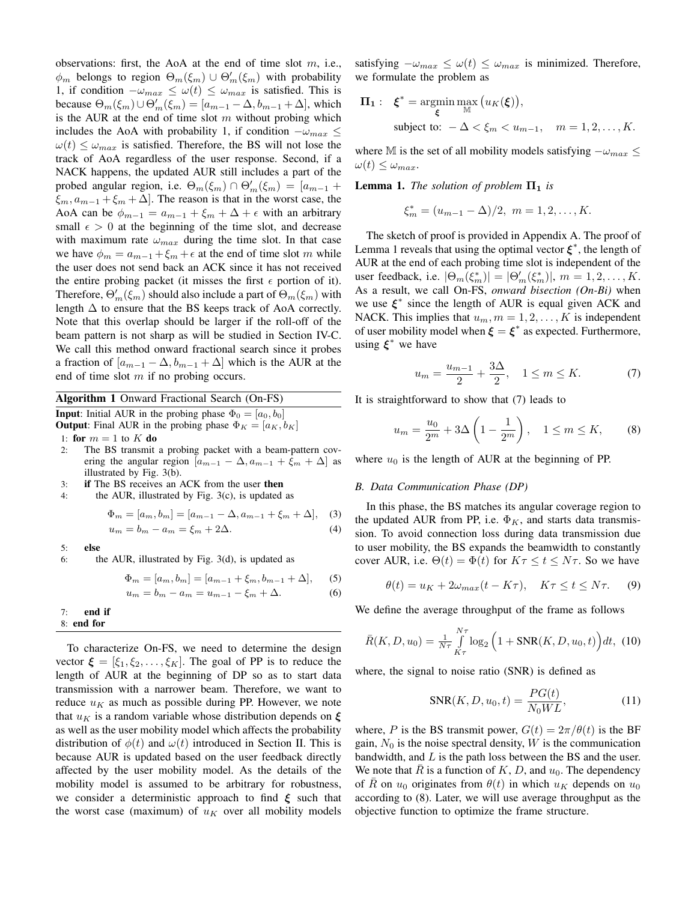observations: first, the AoA at the end of time slot $m$, i.e., $\phi_m$ belongs to region $\Theta_m(\xi_m) \cup \Theta'_m(\xi_m)$ with probability 1, if condition $-\omega_{max} \leq \omega(t) \leq \omega_{max}$ is satisfied. This is because $\Theta_m(\xi_m) \cup \Theta'_m(\xi_m) = [a_{m-1} - \Delta, b_{m-1} + \Delta]$, which is the AUR at the end of time slot $m$ without probing which includes the AoA with probability 1, if condition $-\omega_{max} \leq \omega(t) \leq \omega_{max}$ is satisfied. Therefore, the BS will not lose the track of AoA regardless of the user response. Second, if a NACK happens, the updated AUR still includes a part of the probed angular region, i.e. $\Theta_m(\xi_m) \cap \Theta'_m(\xi_m) = [a_{m-1} + \xi_m, a_{m-1} + \xi_m + \Delta]$. The reason is that in the worst case, the AoA can be $\phi_{m-1} = a_{m-1} + \xi_m + \Delta + \epsilon$ with an arbitrary small $\epsilon > 0$ at the beginning of the time slot, and decrease with maximum rate $\omega_{max}$ during the time slot. In that case we have $\phi_m = a_{m-1} + \xi_m + \epsilon$ at the end of time slot $m$ while the user does not send back an ACK since it has not received the entire probing packet (it misses the first $\epsilon$ portion of it). Therefore, $\Theta'_m(\xi_m)$ should also include a part of $\Theta_m(\xi_m)$ with length $\Delta$ to ensure that the BS keeps track of AoA correctly. Note that this overlap should be larger if the roll-off of the beam pattern is not sharp as will be studied in Section IV-C. We call this method onward fractional search since it probes a fraction of $[a_{m-1} - \Delta, b_{m-1} + \Delta]$ which is the AUR at the end of time slot $m$ if no probing occurs.

**Algorithm 1** Onward Fractional Search (On-FS)

**Input**: Initial AUR in the probing phase $\Phi_0 = [a_0, b_0]$
**Output**: Final AUR in the probing phase $\Phi_K = [a_K, b_K]$

1: **for** $m = 1$ to $K$ **do**
2: The BS transmit a probing packet with a beam-pattern covering the angular region $[a_{m-1} - \Delta, a_{m-1} + \xi_m + \Delta]$ as illustrated by Fig. 3(b).
3: **if** The BS receives an ACK from the user **then**
4: the AUR, illustrated by Fig. 3(c), is updated as

$$\Phi_m = [a_m, b_m] = [a_{m-1} - \Delta, a_{m-1} + \xi_m + \Delta], \quad (3)$$

$$u_m = b_m - a_m = \xi_m + 2\Delta. \quad (4)$$

5: **else**
6: the AUR, illustrated by Fig. 3(d), is updated as

$$\Phi_m = [a_m, b_m] = [a_{m-1} + \xi_m, b_{m-1} + \Delta], \quad (5)$$

$$u_m = b_m - a_m = u_{m-1} - \xi_m + \Delta. \quad (6)$$

7: **end if**
8: **end for**

To characterize On-FS, we need to determine the design vector $\boldsymbol{\xi} = [\xi_1, \xi_2, \ldots, \xi_K]$. The goal of PP is to reduce the length of AUR at the beginning of DP so as to start data transmission with a narrower beam. Therefore, we want to reduce $u_K$ as much as possible during PP. However, we note that $u_K$ is a random variable whose distribution depends on $\boldsymbol{\xi}$ as well as the user mobility model which affects the probability distribution of $\phi(t)$ and $\omega(t)$ introduced in Section II. This is because AUR is updated based on the user feedback directly affected by the user mobility model. As the details of the mobility model is assumed to be arbitrary for robustness, we consider a deterministic approach to find $\boldsymbol{\xi}$ such that the worst case (maximum) of $u_K$ over all mobility models satisfying $-\omega_{max} \leq \omega(t) \leq \omega_{max}$ is minimized. Therefore, we formulate the problem as

$$\mathbf{\Pi_1}: \quad \boldsymbol{\xi}^* = \underset{\boldsymbol{\xi}}{\operatorname{argmin}} \max_{\mathbb{M}} \big(u_K(\boldsymbol{\xi})\big),$$
$$\text{subject to: } -\Delta < \xi_m < u_{m-1}, \quad m = 1, 2, \ldots, K.$$

where $\mathbb{M}$ is the set of all mobility models satisfying $-\omega_{max} \leq \omega(t) \leq \omega_{max}$.

**Lemma 1.** *The solution of problem* $\mathbf{\Pi_1}$ *is*

$$\xi_m^* = (u_{m-1} - \Delta)/2, \; m = 1, 2, \ldots, K.$$

The sketch of proof is provided in Appendix A. The proof of Lemma 1 reveals that using the optimal vector $\boldsymbol{\xi}^*$, the length of AUR at the end of each probing time slot is independent of the user feedback, i.e. $|\Theta_m(\xi_m^*)| = |\Theta'_m(\xi_m^*)|$, $m = 1, 2, \ldots, K$. As a result, we call On-FS, *onward bisection (On-Bi)* when we use $\boldsymbol{\xi}^*$ since the length of AUR is equal given ACK and NACK. This implies that $u_m, m = 1, 2, \ldots, K$ is independent of user mobility model when $\boldsymbol{\xi} = \boldsymbol{\xi}^*$ as expected. Furthermore, using $\boldsymbol{\xi}^*$ we have

$$u_m = \frac{u_{m-1}}{2} + \frac{3\Delta}{2}, \quad 1 \leq m \leq K. \quad (7)$$

It is straightforward to show that (7) leads to

$$u_m = \frac{u_0}{2^m} + 3\Delta\left(1 - \frac{1}{2^m}\right), \quad 1 \leq m \leq K, \quad (8)$$

where $u_0$ is the length of AUR at the beginning of PP.

### B. Data Communication Phase (DP)

In this phase, the BS matches its angular coverage region to the updated AUR from PP, i.e. $\Phi_K$, and starts data transmission. To avoid connection loss during data transmission due to user mobility, the BS expands the beamwidth to constantly cover AUR, i.e. $\Theta(t) = \Phi(t)$ for $K\tau \leq t \leq N\tau$. So we have

$$\theta(t) = u_K + 2\omega_{max}(t - K\tau), \quad K\tau \leq t \leq N\tau. \quad (9)$$

We define the average throughput of the frame as follows

$$\bar{R}(K, D, u_0) = \frac{1}{N\tau} \int_{K\tau}^{N\tau} \log_2\Big(1 + \text{SNR}(K, D, u_0, t)\Big) dt, \quad (10)$$

where, the signal to noise ratio (SNR) is defined as

$$\text{SNR}(K, D, u_0, t) = \frac{PG(t)}{N_0 W L}, \quad (11)$$

where, $P$ is the BS transmit power, $G(t) = 2\pi/\theta(t)$ is the BF gain, $N_0$ is the noise spectral density, $W$ is the communication bandwidth, and $L$ is the path loss between the BS and the user. We note that $\bar{R}$ is a function of $K$, $D$, and $u_0$. The dependency of $\bar{R}$ on $u_0$ originates from $\theta(t)$ in which $u_K$ depends on $u_0$ according to (8). Later, we will use average throughput as the objective function to optimize the frame structure.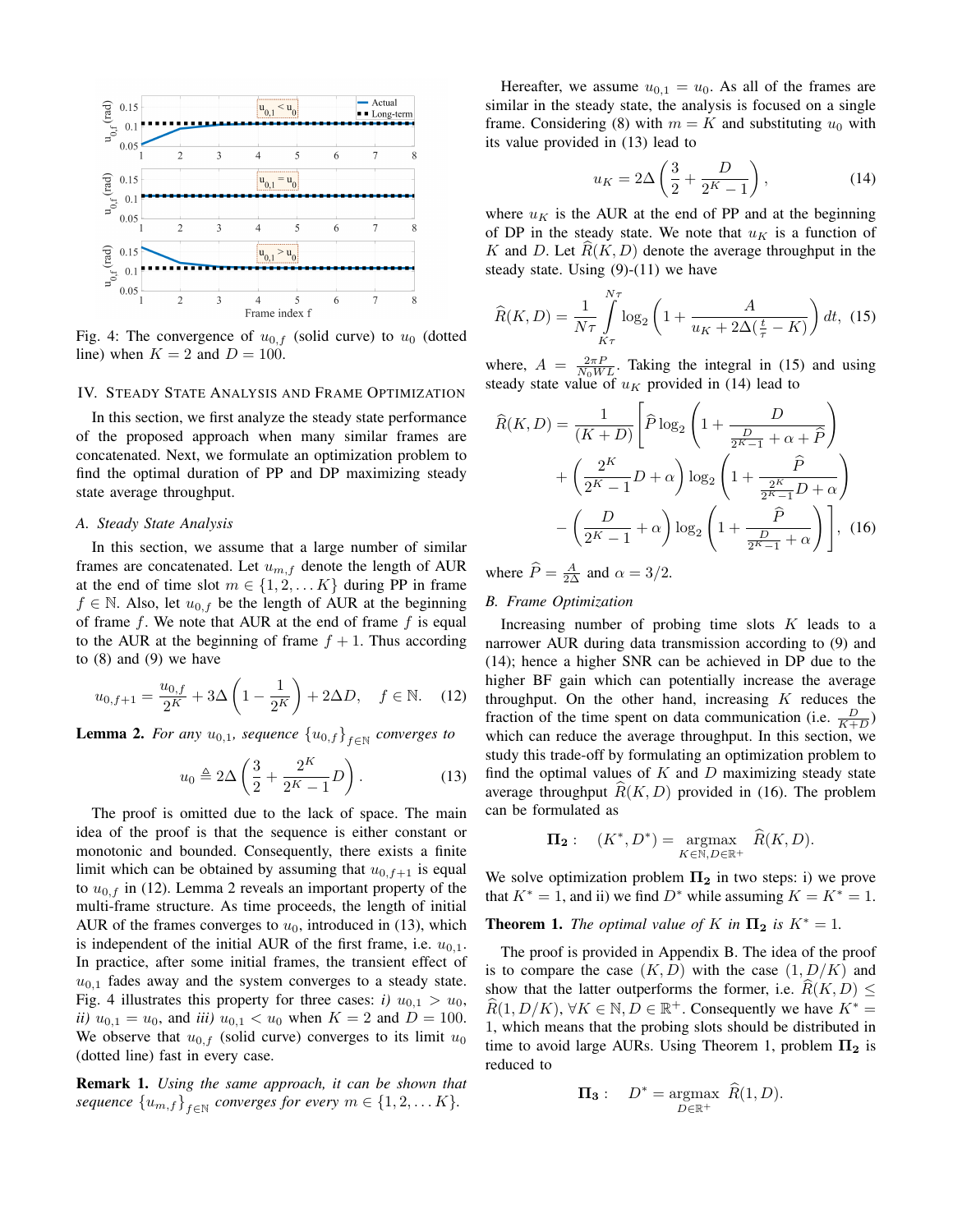Fig. 4: The convergence of $u_{0,f}$ (solid curve) to $u_0$ (dotted line) when $K = 2$ and $D = 100$.

## IV. Steady State Analysis and Frame Optimization

In this section, we first analyze the steady state performance of the proposed approach when many similar frames are concatenated. Next, we formulate an optimization problem to find the optimal duration of PP and DP maximizing steady state average throughput.

### A. Steady State Analysis

In this section, we assume that a large number of similar frames are concatenated. Let $u_{m,f}$ denote the length of AUR at the end of time slot $m \in \{1, 2, \ldots K\}$ during PP in frame $f \in \mathbb{N}$. Also, let $u_{0,f}$ be the length of AUR at the beginning of frame $f$. We note that AUR at the end of frame $f$ is equal to the AUR at the beginning of frame $f + 1$. Thus according to (8) and (9) we have

$$u_{0,f+1} = \frac{u_{0,f}}{2^K} + 3\Delta\left(1 - \frac{1}{2^K}\right) + 2\Delta D, \quad f \in \mathbb{N}. \quad (12)$$

**Lemma 2.** *For any $u_{0,1}$, sequence $\{u_{0,f}\}_{f\in\mathbb{N}}$ converges to*

$$u_0 \triangleq 2\Delta\left(\frac{3}{2} + \frac{2^K}{2^K - 1}D\right). \quad (13)$$

The proof is omitted due to the lack of space. The main idea of the proof is that the sequence is either constant or monotonic and bounded. Consequently, there exists a finite limit which can be obtained by assuming that $u_{0,f+1}$ is equal to $u_{0,f}$ in (12). Lemma 2 reveals an important property of the multi-frame structure. As time proceeds, the length of initial AUR of the frames converges to $u_0$, introduced in (13), which is independent of the initial AUR of the first frame, i.e. $u_{0,1}$. In practice, after some initial frames, the transient effect of $u_{0,1}$ fades away and the system converges to a steady state. Fig. 4 illustrates this property for three cases: *i)* $u_{0,1} > u_0$, *ii)* $u_{0,1} = u_0$, and *iii)* $u_{0,1} < u_0$ when $K = 2$ and $D = 100$. We observe that $u_{0,f}$ (solid curve) converges to its limit $u_0$ (dotted line) fast in every case.

**Remark 1.** *Using the same approach, it can be shown that sequence $\{u_{m,f}\}_{f\in\mathbb{N}}$ converges for every $m \in \{1, 2, \ldots K\}$.*

Hereafter, we assume $u_{0,1} = u_0$. As all of the frames are similar in the steady state, the analysis is focused on a single frame. Considering (8) with $m = K$ and substituting $u_0$ with its value provided in (13) lead to

$$u_K = 2\Delta\left(\frac{3}{2} + \frac{D}{2^K - 1}\right), \quad (14)$$

where $u_K$ is the AUR at the end of PP and at the beginning of DP in the steady state. We note that $u_K$ is a function of $K$ and $D$. Let $\widehat{R}(K, D)$ denote the average throughput in the steady state. Using (9)-(11) we have

$$\widehat{R}(K, D) = \frac{1}{N\tau}\int_{K\tau}^{N\tau} \log_2\left(1 + \frac{A}{u_K + 2\Delta(\frac{t}{\tau} - K)}\right) dt, \quad (15)$$

where, $A = \frac{2\pi P}{N_0 W L}$. Taking the integral in (15) and using steady state value of $u_K$ provided in (14) lead to

$$\begin{aligned}\widehat{R}(K, D) = \frac{1}{(K + D)}\Bigg[&\widehat{P}\log_2\left(1 + \frac{D}{\frac{D}{2^K-1} + \alpha + \widehat{P}}\right) \\ &+ \left(\frac{2^K}{2^K - 1}D + \alpha\right)\log_2\left(1 + \frac{\widehat{P}}{\frac{2^K}{2^K-1}D + \alpha}\right) \\ &- \left(\frac{D}{2^K - 1} + \alpha\right)\log_2\left(1 + \frac{\widehat{P}}{\frac{D}{2^K-1} + \alpha}\right)\Bigg], \quad (16)\end{aligned}$$

where $\widehat{P} = \frac{A}{2\Delta}$ and $\alpha = 3/2$.

### B. Frame Optimization

Increasing number of probing time slots $K$ leads to a narrower AUR during data transmission according to (9) and (14); hence a higher SNR can be achieved in DP due to the higher BF gain which can potentially increase the average throughput. On the other hand, increasing $K$ reduces the fraction of the time spent on data communication (i.e. $\frac{D}{K+D}$) which can reduce the average throughput. In this section, we study this trade-off by formulating an optimization problem to find the optimal values of $K$ and $D$ maximizing steady state average throughput $\widehat{R}(K, D)$ provided in (16). The problem can be formulated as

$$\mathbf{\Pi_2}: \quad (K^*, D^*) = \underset{K\in\mathbb{N}, D\in\mathbb{R}^+}{\operatorname{argmax}} \ \widehat{R}(K, D).$$

We solve optimization problem $\mathbf{\Pi_2}$ in two steps: i) we prove that $K^* = 1$, and ii) we find $D^*$ while assuming $K = K^* = 1$.

**Theorem 1.** *The optimal value of $K$ in $\mathbf{\Pi_2}$ is $K^* = 1$.*

The proof is provided in Appendix B. The idea of the proof is to compare the case $(K, D)$ with the case $(1, D/K)$ and show that the latter outperforms the former, i.e. $\widehat{R}(K, D) \leq \widehat{R}(1, D/K)$, $\forall K \in \mathbb{N}, D \in \mathbb{R}^+$. Consequently we have $K^* = 1$, which means that the probing slots should be distributed in time to avoid large AURs. Using Theorem 1, problem $\mathbf{\Pi_2}$ is reduced to

$$\mathbf{\Pi_3}: \quad D^* = \underset{D\in\mathbb{R}^+}{\operatorname{argmax}} \ \widehat{R}(1, D).$$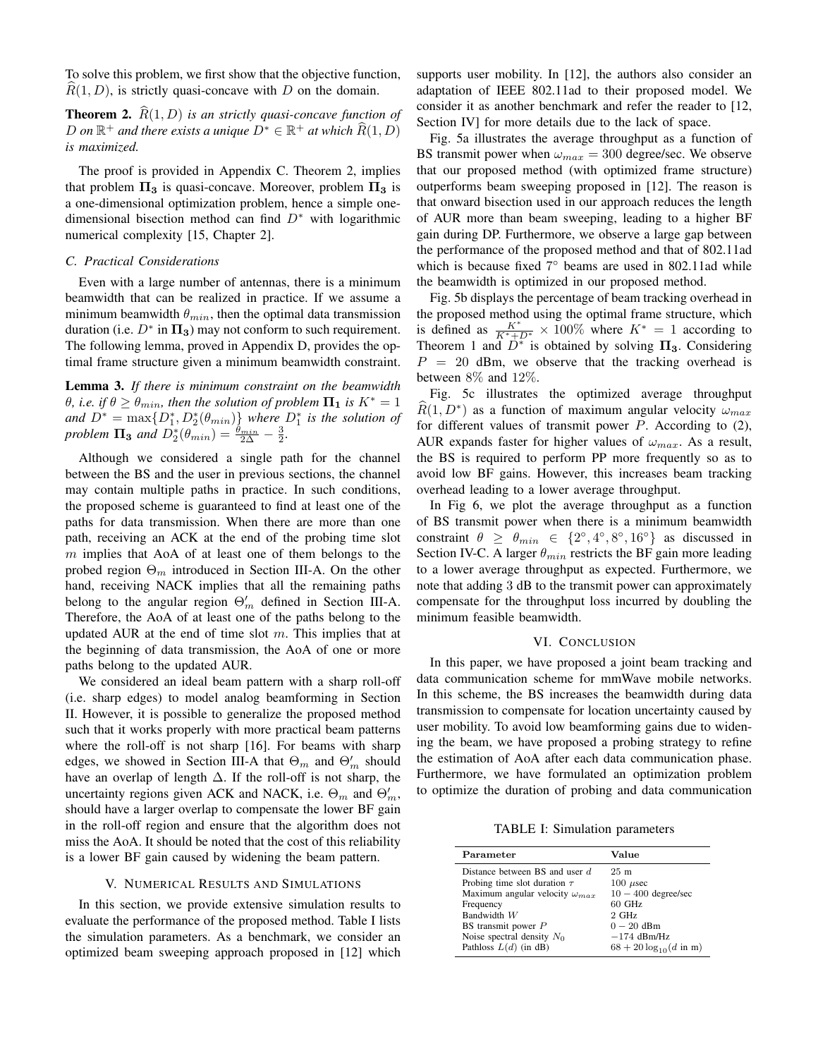To solve this problem, we first show that the objective function, $\widehat{R}(1, D)$, is strictly quasi-concave with $D$ on the domain.

**Theorem 2.** *$\widehat{R}(1, D)$ is an strictly quasi-concave function of $D$ on $\mathbb{R}^+$ and there exists a unique $D^* \in \mathbb{R}^+$ at which $\widehat{R}(1, D)$ is maximized.*

The proof is provided in Appendix C. Theorem 2, implies that problem $\mathbf{\Pi_3}$ is quasi-concave. Moreover, problem $\mathbf{\Pi_3}$ is a one-dimensional optimization problem, hence a simple one-dimensional bisection method can find $D^*$ with logarithmic numerical complexity [15, Chapter 2].

### C. Practical Considerations

Even with a large number of antennas, there is a minimum beamwidth that can be realized in practice. If we assume a minimum beamwidth $\theta_{min}$, then the optimal data transmission duration (i.e. $D^*$ in $\mathbf{\Pi_3}$) may not conform to such requirement. The following lemma, proved in Appendix D, provides the optimal frame structure given a minimum beamwidth constraint.

**Lemma 3.** *If there is minimum constraint on the beamwidth $\theta$, i.e. if $\theta \geq \theta_{min}$, then the solution of problem $\mathbf{\Pi_1}$ is $K^* = 1$ and $D^* = \max\{D_1^*, D_2^*(\theta_{min})\}$ where $D_1^*$ is the solution of problem $\mathbf{\Pi_3}$ and $D_2^*(\theta_{min}) = \frac{\theta_{min}}{2\Delta} - \frac{3}{2}$.*

Although we considered a single path for the channel between the BS and the user in previous sections, the channel may contain multiple paths in practice. In such conditions, the proposed scheme is guaranteed to find at least one of the paths for data transmission. When there are more than one path, receiving an ACK at the end of the probing time slot $m$ implies that AoA of at least one of them belongs to the probed region $\Theta_m$ introduced in Section III-A. On the other hand, receiving NACK implies that all the remaining paths belong to the angular region $\Theta_m'$ defined in Section III-A. Therefore, the AoA of at least one of the paths belong to the updated AUR at the end of time slot $m$. This implies that at the beginning of data transmission, the AoA of one or more paths belong to the updated AUR.

We considered an ideal beam pattern with a sharp roll-off (i.e. sharp edges) to model analog beamforming in Section II. However, it is possible to generalize the proposed method such that it works properly with more practical beam patterns where the roll-off is not sharp [16]. For beams with sharp edges, we showed in Section III-A that $\Theta_m$ and $\Theta_m'$ should have an overlap of length $\Delta$. If the roll-off is not sharp, the uncertainty regions given ACK and NACK, i.e. $\Theta_m$ and $\Theta_m'$, should have a larger overlap to compensate the lower BF gain in the roll-off region and ensure that the algorithm does not miss the AoA. It should be noted that the cost of this reliability is a lower BF gain caused by widening the beam pattern.

## V. Numerical Results and Simulations

In this section, we provide extensive simulation results to evaluate the performance of the proposed method. Table I lists the simulation parameters. As a benchmark, we consider an optimized beam sweeping approach proposed in [12] which supports user mobility. In [12], the authors also consider an adaptation of IEEE 802.11ad to their proposed model. We consider it as another benchmark and refer the reader to [12, Section IV] for more details due to the lack of space.

Fig. 5a illustrates the average throughput as a function of BS transmit power when $\omega_{max} = 300$ degree/sec. We observe that our proposed method (with optimized frame structure) outperforms beam sweeping proposed in [12]. The reason is that onward bisection used in our approach reduces the length of AUR more than beam sweeping, leading to a higher BF gain during DP. Furthermore, we observe a large gap between the performance of the proposed method and that of 802.11ad which is because fixed $7^\circ$ beams are used in 802.11ad while the beamwidth is optimized in our proposed method.

Fig. 5b displays the percentage of beam tracking overhead in the proposed method using the optimal frame structure, which is defined as $\frac{K^*}{K^*+D^*} \times 100\%$ where $K^* = 1$ according to Theorem 1 and $D^*$ is obtained by solving $\mathbf{\Pi_3}$. Considering $P = 20$ dBm, we observe that the tracking overhead is between $8\%$ and $12\%$.

Fig. 5c illustrates the optimized average throughput $\widehat{R}(1, D^*)$ as a function of maximum angular velocity $\omega_{max}$ for different values of transmit power $P$. According to (2), AUR expands faster for higher values of $\omega_{max}$. As a result, the BS is required to perform PP more frequently so as to avoid low BF gains. However, this increases beam tracking overhead leading to a lower average throughput.

In Fig 6, we plot the average throughput as a function of BS transmit power when there is a minimum beamwidth constraint $\theta \geq \theta_{min} \in \{2^\circ, 4^\circ, 8^\circ, 16^\circ\}$ as discussed in Section IV-C. A larger $\theta_{min}$ restricts the BF gain more leading to a lower average throughput as expected. Furthermore, we note that adding 3 dB to the transmit power can approximately compensate for the throughput loss incurred by doubling the minimum feasible beamwidth.

## VI. Conclusion

In this paper, we have proposed a joint beam tracking and data communication scheme for mmWave mobile networks. In this scheme, the BS increases the beamwidth during data transmission to compensate for location uncertainty caused by user mobility. To avoid low beamforming gains due to widening the beam, we have proposed a probing strategy to refine the estimation of AoA after each data communication phase. Furthermore, we have formulated an optimization problem to optimize the duration of probing and data communication

TABLE I: Simulation parameters

| Parameter | Value |
|---|---|
| Distance between BS and user $d$ | 25 m |
| Probing time slot duration $\tau$ | 100 $\mu$sec |
| Maximum angular velocity $\omega_{max}$ | $10 - 400$ degree/sec |
| Frequency | 60 GHz |
| Bandwidth $W$ | 2 GHz |
| BS transmit power $P$ | $0 - 20$ dBm |
| Noise spectral density $N_0$ | $-174$ dBm/Hz |
| Pathloss $L(d)$ (in dB) | $68 + 20\log_{10}(d \text{ in m})$ |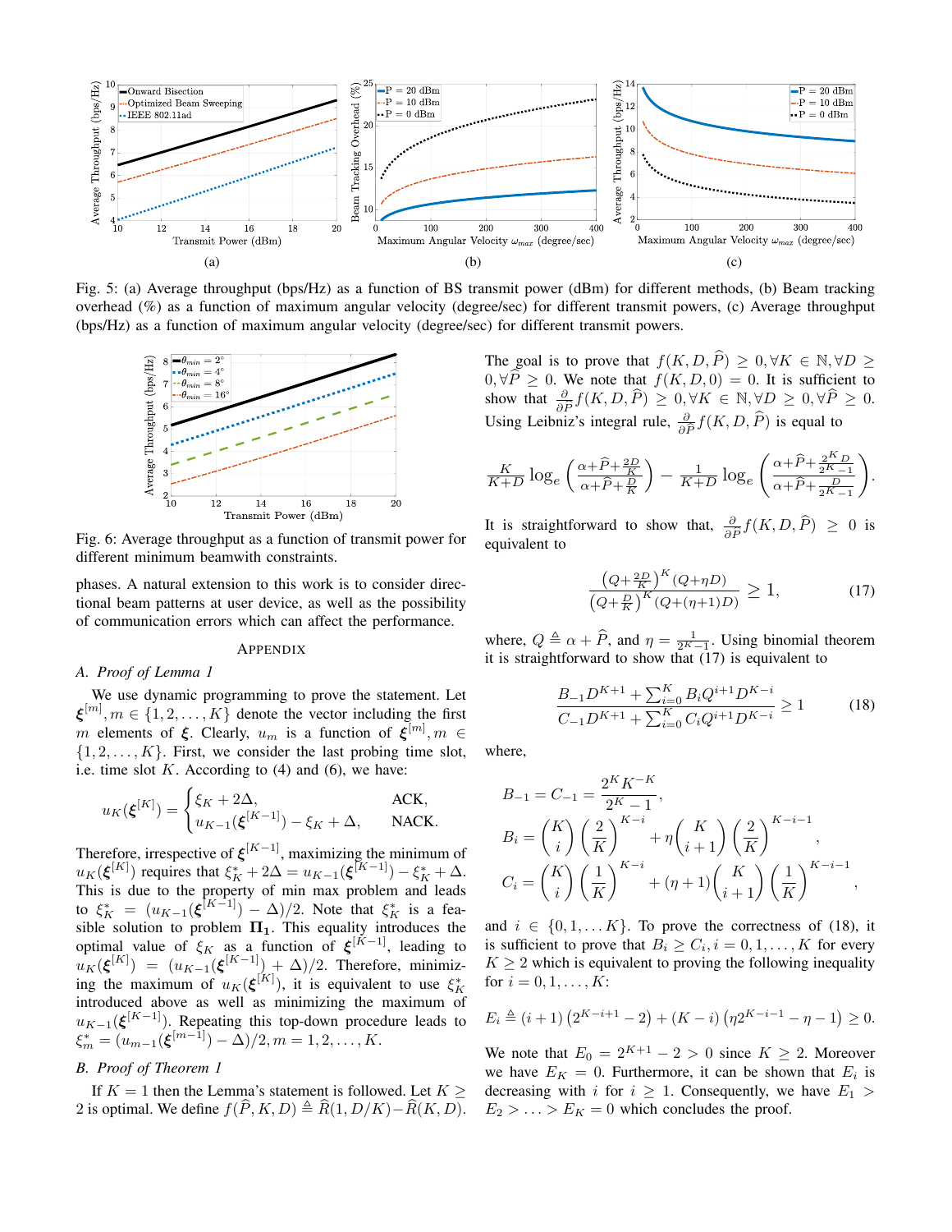Fig. 5: (a) Average throughput (bps/Hz) as a function of BS transmit power (dBm) for different methods, (b) Beam tracking overhead (%) as a function of maximum angular velocity (degree/sec) for different transmit powers, (c) Average throughput (bps/Hz) as a function of maximum angular velocity (degree/sec) for different transmit powers.

Fig. 6: Average throughput as a function of transmit power for different minimum beamwith constraints.

phases. A natural extension to this work is to consider directional beam patterns at user device, as well as the possibility of communication errors which can affect the performance.

## Appendix

### A. Proof of Lemma 1

We use dynamic programming to prove the statement. Let $\boldsymbol{\xi}^{[m]}, m \in \{1, 2, \ldots, K\}$ denote the vector including the first $m$ elements of $\boldsymbol{\xi}$. Clearly, $u_m$ is a function of $\boldsymbol{\xi}^{[m]}, m \in \{1, 2, \ldots, K\}$. First, we consider the last probing time slot, i.e. time slot $K$. According to (4) and (6), we have:

$$u_K(\boldsymbol{\xi}^{[K]}) = \begin{cases} \xi_K + 2\Delta, & \text{ACK}, \\ u_{K-1}(\boldsymbol{\xi}^{[K-1]}) - \xi_K + \Delta, & \text{NACK}. \end{cases}$$

Therefore, irrespective of $\boldsymbol{\xi}^{[K-1]}$, maximizing the minimum of $u_K(\boldsymbol{\xi}^{[K]})$ requires that $\xi_K^* + 2\Delta = u_{K-1}(\boldsymbol{\xi}^{[K-1]}) - \xi_K^* + \Delta$. This is due to the property of min max problem and leads to $\xi_K^* = (u_{K-1}(\boldsymbol{\xi}^{[K-1]}) - \Delta)/2$. Note that $\xi_K^*$ is a feasible solution to problem $\mathbf{\Pi_1}$. This equality introduces the optimal value of $\xi_K$ as a function of $\boldsymbol{\xi}^{[K-1]}$, leading to $u_K(\boldsymbol{\xi}^{[K]}) = (u_{K-1}(\boldsymbol{\xi}^{[K-1]}) + \Delta)/2$. Therefore, minimizing the maximum of $u_K(\boldsymbol{\xi}^{[K]})$, it is equivalent to use $\xi_K^*$ introduced above as well as minimizing the maximum of $u_{K-1}(\boldsymbol{\xi}^{[K-1]})$. Repeating this top-down procedure leads to $\xi_m^* = (u_{m-1}(\boldsymbol{\xi}^{[m-1]}) - \Delta)/2, m = 1, 2, \ldots, K$.

### B. Proof of Theorem 1

If $K = 1$ then the Lemma's statement is followed. Let $K \geq 2$ is optimal. We define $f(\widehat{P}, K, D) \triangleq \widehat{R}(1, D/K) - \widehat{R}(K, D)$. The goal is to prove that $f(K, D, \widehat{P}) \geq 0, \forall K \in \mathbb{N}, \forall D \geq 0, \forall \widehat{P} \geq 0$. We note that $f(K, D, 0) = 0$. It is sufficient to show that $\frac{\partial}{\partial \widehat{P}} f(K, D, \widehat{P}) \geq 0, \forall K \in \mathbb{N}, \forall D \geq 0, \forall \widehat{P} \geq 0$. Using Leibniz's integral rule, $\frac{\partial}{\partial \widehat{P}} f(K, D, \widehat{P})$ is equal to

$$\frac{K}{K+D} \log_e\left(\frac{\alpha + \widehat{P} + \frac{2D}{K}}{\alpha + \widehat{P} + \frac{D}{K}}\right) - \frac{1}{K+D} \log_e\left(\frac{\alpha + \widehat{P} + \frac{2^K D}{2^K - 1}}{\alpha + \widehat{P} + \frac{D}{2^K - 1}}\right).$$

It is straightforward to show that, $\frac{\partial}{\partial \widehat{P}} f(K, D, \widehat{P}) \geq 0$ is equivalent to

$$\frac{\left(Q + \frac{2D}{K}\right)^K (Q + \eta D)}{\left(Q + \frac{D}{K}\right)^K (Q + (\eta + 1) D)} \geq 1, \tag{17}$$

where, $Q \triangleq \alpha + \widehat{P}$, and $\eta = \frac{1}{2^K - 1}$. Using binomial theorem it is straightforward to show that (17) is equivalent to

$$\frac{B_{-1} D^{K+1} + \sum_{i=0}^{K} B_i Q^{i+1} D^{K-i}}{C_{-1} D^{K+1} + \sum_{i=0}^{K} C_i Q^{i+1} D^{K-i}} \geq 1 \tag{18}$$

where,

$$B_{-1} = C_{-1} = \frac{2^K K^{-K}}{2^K - 1},$$

$$B_i = \binom{K}{i} \left(\frac{2}{K}\right)^{K-i} + \eta \binom{K}{i+1} \left(\frac{2}{K}\right)^{K-i-1},$$

$$C_i = \binom{K}{i} \left(\frac{1}{K}\right)^{K-i} + (\eta + 1) \binom{K}{i+1} \left(\frac{1}{K}\right)^{K-i-1},$$

and $i \in \{0, 1, \ldots K\}$. To prove the correctness of (18), it is sufficient to prove that $B_i \geq C_i, i = 0, 1, \ldots, K$ for every $K \geq 2$ which is equivalent to proving the following inequality for $i = 0, 1, \ldots, K$:

$$E_i \triangleq (i+1)\left(2^{K-i+1} - 2\right) + (K - i)\left(\eta 2^{K-i-1} - \eta - 1\right) \geq 0.$$

We note that $E_0 = 2^{K+1} - 2 > 0$ since $K \geq 2$. Moreover we have $E_K = 0$. Furthermore, it can be shown that $E_i$ is decreasing with $i$ for $i \geq 1$. Consequently, we have $E_1 > E_2 > \ldots > E_K = 0$ which concludes the proof.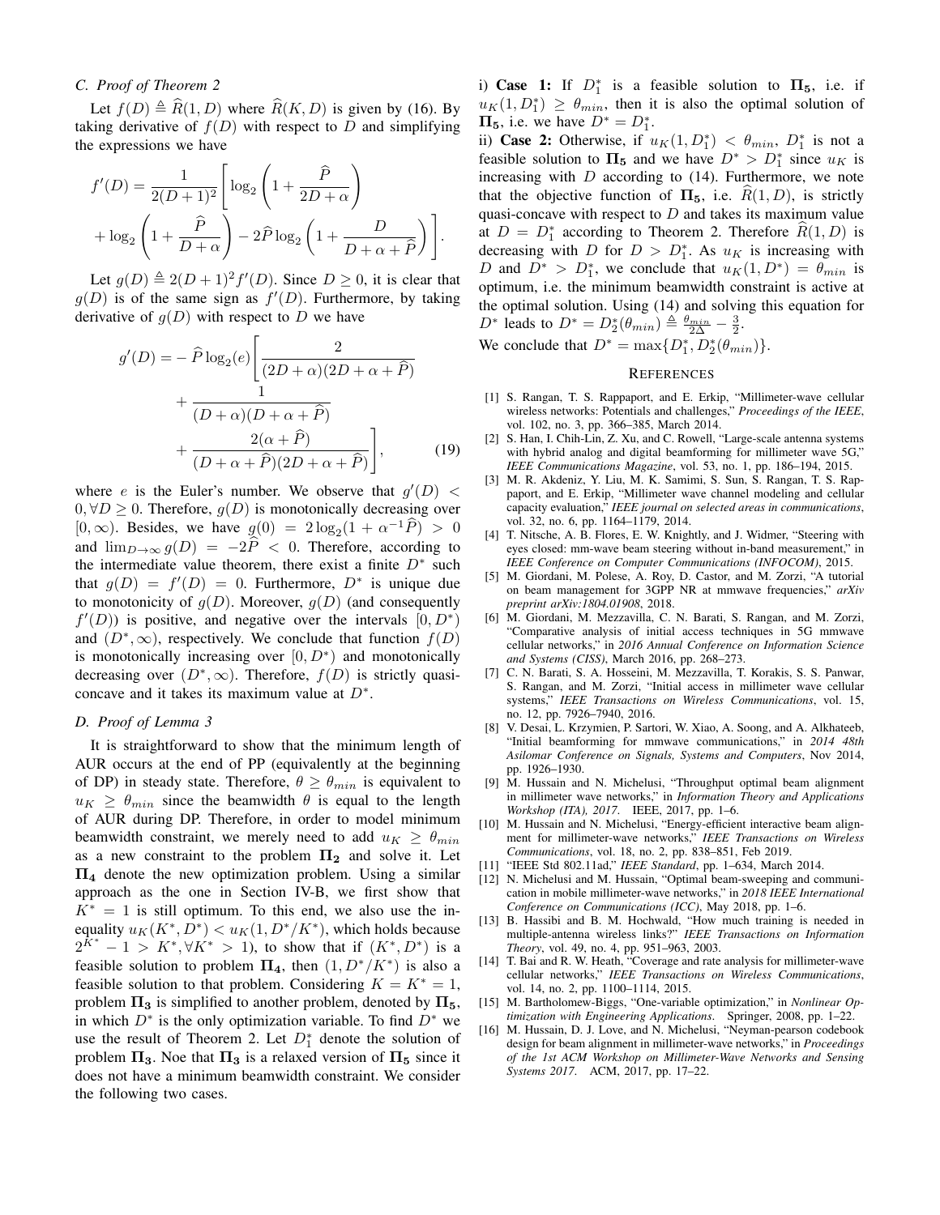### C. Proof of Theorem 2

Let $f(D) \triangleq \widehat{R}(1, D)$ where $\widehat{R}(K, D)$ is given by (16). By taking derivative of $f(D)$ with respect to $D$ and simplifying the expressions we have

$$f'(D) = \frac{1}{2(D+1)^2}\left[\log_2\left(1+\frac{\widehat{P}}{2D+\alpha}\right) + \log_2\left(1+\frac{\widehat{P}}{D+\alpha}\right) - 2\widehat{P}\log_2\left(1+\frac{D}{D+\alpha+\widehat{P}}\right)\right].$$

Let $g(D) \triangleq 2(D+1)^2 f'(D)$. Since $D \geq 0$, it is clear that $g(D)$ is of the same sign as $f'(D)$. Furthermore, by taking derivative of $g(D)$ with respect to $D$ we have

$$g'(D) = -\widehat{P}\log_2(e)\left[\frac{2}{(2D+\alpha)(2D+\alpha+\widehat{P})} + \frac{1}{(D+\alpha)(D+\alpha+\widehat{P})} + \frac{2(\alpha+\widehat{P})}{(D+\alpha+\widehat{P})(2D+\alpha+\widehat{P})}\right], \tag{19}$$

where $e$ is the Euler's number. We observe that $g'(D) < 0, \forall D \geq 0$. Therefore, $g(D)$ is monotonically decreasing over $[0, \infty)$. Besides, we have $g(0) = 2\log_2(1+\alpha^{-1}\widehat{P}) > 0$ and $\lim_{D\to\infty} g(D) = -2\widehat{P} < 0$. Therefore, according to the intermediate value theorem, there exist a finite $D^*$ such that $g(D) = f'(D) = 0$. Furthermore, $D^*$ is unique due to monotonicity of $g(D)$. Moreover, $g(D)$ (and consequently $f'(D)$) is positive, and negative over the intervals $[0, D^*)$ and $(D^*, \infty)$, respectively. We conclude that function $f(D)$ is monotonically increasing over $[0, D^*)$ and monotonically decreasing over $(D^*, \infty)$. Therefore, $f(D)$ is strictly quasi-concave and it takes its maximum value at $D^*$.

### D. Proof of Lemma 3

It is straightforward to show that the minimum length of AUR occurs at the end of PP (equivalently at the beginning of DP) in steady state. Therefore, $\theta \geq \theta_{min}$ is equivalent to $u_K \geq \theta_{min}$ since the beamwidth $\theta$ is equal to the length of AUR during DP. Therefore, in order to model minimum beamwidth constraint, we merely need to add $u_K \geq \theta_{min}$ as a new constraint to the problem $\mathbf{\Pi_2}$ and solve it. Let $\mathbf{\Pi_4}$ denote the new optimization problem. Using a similar approach as the one in Section IV-B, we first show that $K^* = 1$ is still optimum. To this end, we also use the inequality $u_K(K^*, D^*) < u_K(1, D^*/K^*)$, which holds because $2^{K^*} - 1 > K^*, \forall K^* > 1$), to show that if $(K^*, D^*)$ is a feasible solution to problem $\mathbf{\Pi_4}$, then $(1, D^*/K^*)$ is also a feasible solution to that problem. Considering $K = K^* = 1$, problem $\mathbf{\Pi_3}$ is simplified to another problem, denoted by $\mathbf{\Pi_5}$, in which $D^*$ is the only optimization variable. To find $D^*$ we use the result of Theorem 2. Let $D_1^*$ denote the solution of problem $\mathbf{\Pi_3}$. Noe that $\mathbf{\Pi_3}$ is a relaxed version of $\mathbf{\Pi_5}$ since it does not have a minimum beamwidth constraint. We consider the following two cases.

i) **Case 1:** If $D_1^*$ is a feasible solution to $\mathbf{\Pi_5}$, i.e. if $u_K(1, D_1^*) \geq \theta_{min}$, then it is also the optimal solution of $\mathbf{\Pi_5}$, i.e. we have $D^* = D_1^*$.

ii) **Case 2:** Otherwise, if $u_K(1, D_1^*) < \theta_{min}$, $D_1^*$ is not a feasible solution to $\mathbf{\Pi_5}$ and we have $D^* > D_1^*$ since $u_K$ is increasing with $D$ according to (14). Furthermore, we note that the objective function of $\mathbf{\Pi_5}$, i.e. $\widehat{R}(1, D)$, is strictly quasi-concave with respect to $D$ and takes its maximum value at $D = D_1^*$ according to Theorem 2. Therefore $\widehat{R}(1, D)$ is decreasing with $D$ for $D > D_1^*$. As $u_K$ is increasing with $D$ and $D^* > D_1^*$, we conclude that $u_K(1, D^*) = \theta_{min}$ is optimum, i.e. the minimum beamwidth constraint is active at the optimal solution. Using (14) and solving this equation for $D^*$ leads to $D^* = D_2^*(\theta_{min}) \triangleq \frac{\theta_{min}}{2\Delta} - \frac{3}{2}$.

We conclude that $D^* = \max\{D_1^*, D_2^*(\theta_{min})\}$.

## References

[1] S. Rangan, T. S. Rappaport, and E. Erkip, "Millimeter-wave cellular wireless networks: Potentials and challenges," *Proceedings of the IEEE*, vol. 102, no. 3, pp. 366–385, March 2014.

[2] S. Han, I. Chih-Lin, Z. Xu, and C. Rowell, "Large-scale antenna systems with hybrid analog and digital beamforming for millimeter wave 5G," *IEEE Communications Magazine*, vol. 53, no. 1, pp. 186–194, 2015.

[3] M. R. Akdeniz, Y. Liu, M. K. Samimi, S. Sun, S. Rangan, T. S. Rappaport, and E. Erkip, "Millimeter wave channel modeling and cellular capacity evaluation," *IEEE journal on selected areas in communications*, vol. 32, no. 6, pp. 1164–1179, 2014.

[4] T. Nitsche, A. B. Flores, E. W. Knightly, and J. Widmer, "Steering with eyes closed: mm-wave beam steering without in-band measurement," in *IEEE Conference on Computer Communications (INFOCOM)*, 2015.

[5] M. Giordani, M. Polese, A. Roy, D. Castor, and M. Zorzi, "A tutorial on beam management for 3GPP NR at mmwave frequencies," *arXiv preprint arXiv:1804.01908*, 2018.

[6] M. Giordani, M. Mezzavilla, C. N. Barati, S. Rangan, and M. Zorzi, "Comparative analysis of initial access techniques in 5G mmwave cellular networks," in *2016 Annual Conference on Information Science and Systems (CISS)*, March 2016, pp. 268–273.

[7] C. N. Barati, S. A. Hosseini, M. Mezzavilla, T. Korakis, S. S. Panwar, S. Rangan, and M. Zorzi, "Initial access in millimeter wave cellular systems," *IEEE Transactions on Wireless Communications*, vol. 15, no. 12, pp. 7926–7940, 2016.

[8] V. Desai, L. Krzymien, P. Sartori, W. Xiao, A. Soong, and A. Alkhateeb, "Initial beamforming for mmwave communications," in *2014 48th Asilomar Conference on Signals, Systems and Computers*, Nov 2014, pp. 1926–1930.

[9] M. Hussain and N. Michelusi, "Throughput optimal beam alignment in millimeter wave networks," in *Information Theory and Applications Workshop (ITA), 2017*. IEEE, 2017, pp. 1–6.

[10] M. Hussain and N. Michelusi, "Energy-efficient interactive beam alignment for millimeter-wave networks," *IEEE Transactions on Wireless Communications*, vol. 18, no. 2, pp. 838–851, Feb 2019.

[11] "IEEE Std 802.11ad," *IEEE Standard*, pp. 1–634, March 2014.

[12] N. Michelusi and M. Hussain, "Optimal beam-sweeping and communication in mobile millimeter-wave networks," in *2018 IEEE International Conference on Communications (ICC)*, May 2018, pp. 1–6.

[13] B. Hassibi and B. M. Hochwald, "How much training is needed in multiple-antenna wireless links?" *IEEE Transactions on Information Theory*, vol. 49, no. 4, pp. 951–963, 2003.

[14] T. Bai and R. W. Heath, "Coverage and rate analysis for millimeter-wave cellular networks," *IEEE Transactions on Wireless Communications*, vol. 14, no. 2, pp. 1100–1114, 2015.

[15] M. Bartholomew-Biggs, "One-variable optimization," in *Nonlinear Optimization with Engineering Applications*. Springer, 2008, pp. 1–22.

[16] M. Hussain, D. J. Love, and N. Michelusi, "Neyman-pearson codebook design for beam alignment in millimeter-wave networks," in *Proceedings of the 1st ACM Workshop on Millimeter-Wave Networks and Sensing Systems 2017*. ACM, 2017, pp. 17–22.